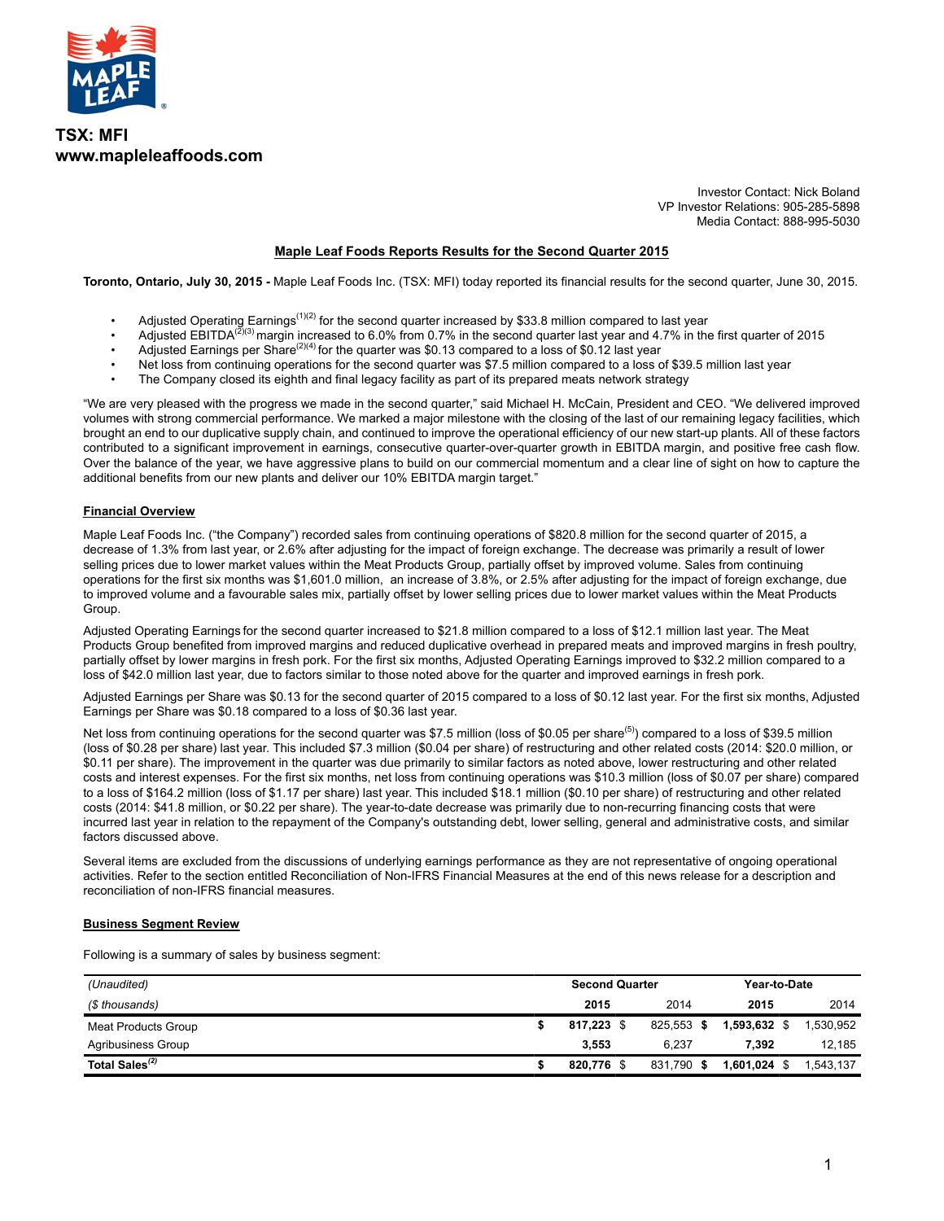**TSX: MFI**
**www.mapleleaffoods.com**

Investor Contact: Nick Boland
VP Investor Relations: 905-285-5898
Media Contact: 888-995-5030

# Maple Leaf Foods Reports Results for the Second Quarter 2015

**Toronto, Ontario, July 30, 2015 -** Maple Leaf Foods Inc. (TSX: MFI) today reported its financial results for the second quarter, June 30, 2015.

- Adjusted Operating Earnings[(1)(2)] for the second quarter increased by $33.8 million compared to last year
- Adjusted EBITDA[(2)(3)] margin increased to 6.0% from 0.7% in the second quarter last year and 4.7% in the first quarter of 2015
- Adjusted Earnings per Share[(2)(4)] for the quarter was $0.13 compared to a loss of $0.12 last year
- Net loss from continuing operations for the second quarter was $7.5 million compared to a loss of $39.5 million last year
- The Company closed its eighth and final legacy facility as part of its prepared meats network strategy

"We are very pleased with the progress we made in the second quarter," said Michael H. McCain, President and CEO. "We delivered improved volumes with strong commercial performance. We marked a major milestone with the closing of the last of our remaining legacy facilities, which brought an end to our duplicative supply chain, and continued to improve the operational efficiency of our new start-up plants. All of these factors contributed to a significant improvement in earnings, consecutive quarter-over-quarter growth in EBITDA margin, and positive free cash flow. Over the balance of the year, we have aggressive plans to build on our commercial momentum and a clear line of sight on how to capture the additional benefits from our new plants and deliver our 10% EBITDA margin target."

## Financial Overview

Maple Leaf Foods Inc. ("the Company") recorded sales from continuing operations of $820.8 million for the second quarter of 2015, a decrease of 1.3% from last year, or 2.6% after adjusting for the impact of foreign exchange. The decrease was primarily a result of lower selling prices due to lower market values within the Meat Products Group, partially offset by improved volume. Sales from continuing operations for the first six months was $1,601.0 million, an increase of 3.8%, or 2.5% after adjusting for the impact of foreign exchange, due to improved volume and a favourable sales mix, partially offset by lower selling prices due to lower market values within the Meat Products Group.

Adjusted Operating Earnings for the second quarter increased to $21.8 million compared to a loss of $12.1 million last year. The Meat Products Group benefited from improved margins and reduced duplicative overhead in prepared meats and improved margins in fresh poultry, partially offset by lower margins in fresh pork. For the first six months, Adjusted Operating Earnings improved to $32.2 million compared to a loss of $42.0 million last year, due to factors similar to those noted above for the quarter and improved earnings in fresh pork.

Adjusted Earnings per Share was $0.13 for the second quarter of 2015 compared to a loss of $0.12 last year. For the first six months, Adjusted Earnings per Share was $0.18 compared to a loss of $0.36 last year.

Net loss from continuing operations for the second quarter was $7.5 million (loss of $0.05 per share[(5)]) compared to a loss of $39.5 million (loss of $0.28 per share) last year. This included $7.3 million ($0.04 per share) of restructuring and other related costs (2014: $20.0 million, or $0.11 per share). The improvement in the quarter was due primarily to similar factors as noted above, lower restructuring and other related costs and interest expenses. For the first six months, net loss from continuing operations was $10.3 million (loss of $0.07 per share) compared to a loss of $164.2 million (loss of $1.17 per share) last year. This included $18.1 million ($0.10 per share) of restructuring and other related costs (2014: $41.8 million, or $0.22 per share). The year-to-date decrease was primarily due to non-recurring financing costs that were incurred last year in relation to the repayment of the Company's outstanding debt, lower selling, general and administrative costs, and similar factors discussed above.

Several items are excluded from the discussions of underlying earnings performance as they are not representative of ongoing operational activities. Refer to the section entitled Reconciliation of Non-IFRS Financial Measures at the end of this news release for a description and reconciliation of non-IFRS financial measures.

## Business Segment Review

Following is a summary of sales by business segment:

| *(Unaudited)* | Second Quarter | | Year-to-Date | |
|---|---|---|---|---|
| *($ thousands)* | **2015** | 2014 | **2015** | 2014 |
| Meat Products Group | **$ 817,223** | $ 825,553 | **$ 1,593,632** | $ 1,530,952 |
| Agribusiness Group | **3,553** | 6,237 | **7,392** | 12,185 |
| **Total Sales[(2)]** | **$ 820,776** | $ 831,790 | **$ 1,601,024** | $ 1,543,137 |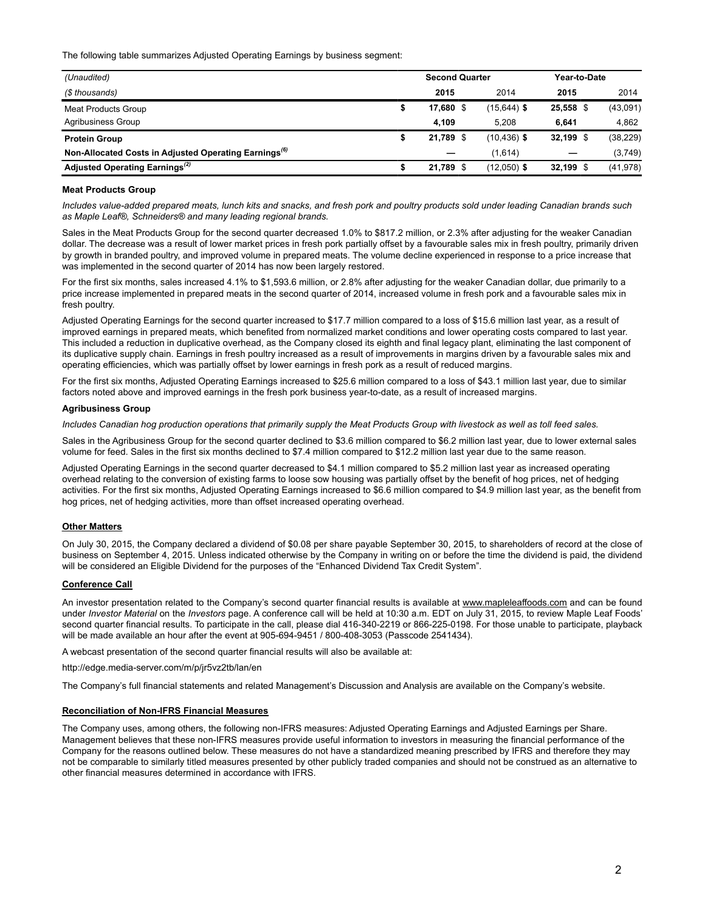The following table summarizes Adjusted Operating Earnings by business segment:

| (Unaudited) | Second Quarter | | Year-to-Date | |
|---|---|---|---|---|
| ($ thousands) | **2015** | 2014 | **2015** | 2014 |
| Meat Products Group | **$ 17,680** | $ (15,644) | **$ 25,558** | $ (43,091) |
| Agribusiness Group | **4,109** | 5,208 | **6,641** | 4,862 |
| **Protein Group** | **$ 21,789** | $ (10,436) | **$ 32,199** | $ (38,229) |
| **Non-Allocated Costs in Adjusted Operating Earnings**[(6)] | **—** | (1,614) | **—** | (3,749) |
| **Adjusted Operating Earnings**[(2)] | **$ 21,789** | $ (12,050) | **$ 32,199** | $ (41,978) |

**Meat Products Group**

*Includes value-added prepared meats, lunch kits and snacks, and fresh pork and poultry products sold under leading Canadian brands such as Maple Leaf®, Schneiders® and many leading regional brands.*

Sales in the Meat Products Group for the second quarter decreased 1.0% to $817.2 million, or 2.3% after adjusting for the weaker Canadian dollar. The decrease was a result of lower market prices in fresh pork partially offset by a favourable sales mix in fresh poultry, primarily driven by growth in branded poultry, and improved volume in prepared meats. The volume decline experienced in response to a price increase that was implemented in the second quarter of 2014 has now been largely restored.

For the first six months, sales increased 4.1% to $1,593.6 million, or 2.8% after adjusting for the weaker Canadian dollar, due primarily to a price increase implemented in prepared meats in the second quarter of 2014, increased volume in fresh pork and a favourable sales mix in fresh poultry.

Adjusted Operating Earnings for the second quarter increased to $17.7 million compared to a loss of $15.6 million last year, as a result of improved earnings in prepared meats, which benefited from normalized market conditions and lower operating costs compared to last year. This included a reduction in duplicative overhead, as the Company closed its eighth and final legacy plant, eliminating the last component of its duplicative supply chain. Earnings in fresh poultry increased as a result of improvements in margins driven by a favourable sales mix and operating efficiencies, which was partially offset by lower earnings in fresh pork as a result of reduced margins.

For the first six months, Adjusted Operating Earnings increased to $25.6 million compared to a loss of $43.1 million last year, due to similar factors noted above and improved earnings in the fresh pork business year-to-date, as a result of increased margins.

**Agribusiness Group**

*Includes Canadian hog production operations that primarily supply the Meat Products Group with livestock as well as toll feed sales.*

Sales in the Agribusiness Group for the second quarter declined to $3.6 million compared to $6.2 million last year, due to lower external sales volume for feed. Sales in the first six months declined to $7.4 million compared to $12.2 million last year due to the same reason.

Adjusted Operating Earnings in the second quarter decreased to $4.1 million compared to $5.2 million last year as increased operating overhead relating to the conversion of existing farms to loose sow housing was partially offset by the benefit of hog prices, net of hedging activities. For the first six months, Adjusted Operating Earnings increased to $6.6 million compared to $4.9 million last year, as the benefit from hog prices, net of hedging activities, more than offset increased operating overhead.

**Other Matters**

On July 30, 2015, the Company declared a dividend of $0.08 per share payable September 30, 2015, to shareholders of record at the close of business on September 4, 2015. Unless indicated otherwise by the Company in writing on or before the time the dividend is paid, the dividend will be considered an Eligible Dividend for the purposes of the "Enhanced Dividend Tax Credit System".

**Conference Call**

An investor presentation related to the Company's second quarter financial results is available at www.mapleleaffoods.com and can be found under *Investor Material* on the *Investors* page. A conference call will be held at 10:30 a.m. EDT on July 31, 2015, to review Maple Leaf Foods' second quarter financial results. To participate in the call, please dial 416-340-2219 or 866-225-0198. For those unable to participate, playback will be made available an hour after the event at 905-694-9451 / 800-408-3053 (Passcode 2541434).

A webcast presentation of the second quarter financial results will also be available at:

http://edge.media-server.com/m/p/jr5vz2tb/lan/en

The Company's full financial statements and related Management's Discussion and Analysis are available on the Company's website.

**Reconciliation of Non-IFRS Financial Measures**

The Company uses, among others, the following non-IFRS measures: Adjusted Operating Earnings and Adjusted Earnings per Share. Management believes that these non-IFRS measures provide useful information to investors in measuring the financial performance of the Company for the reasons outlined below. These measures do not have a standardized meaning prescribed by IFRS and therefore they may not be comparable to similarly titled measures presented by other publicly traded companies and should not be construed as an alternative to other financial measures determined in accordance with IFRS.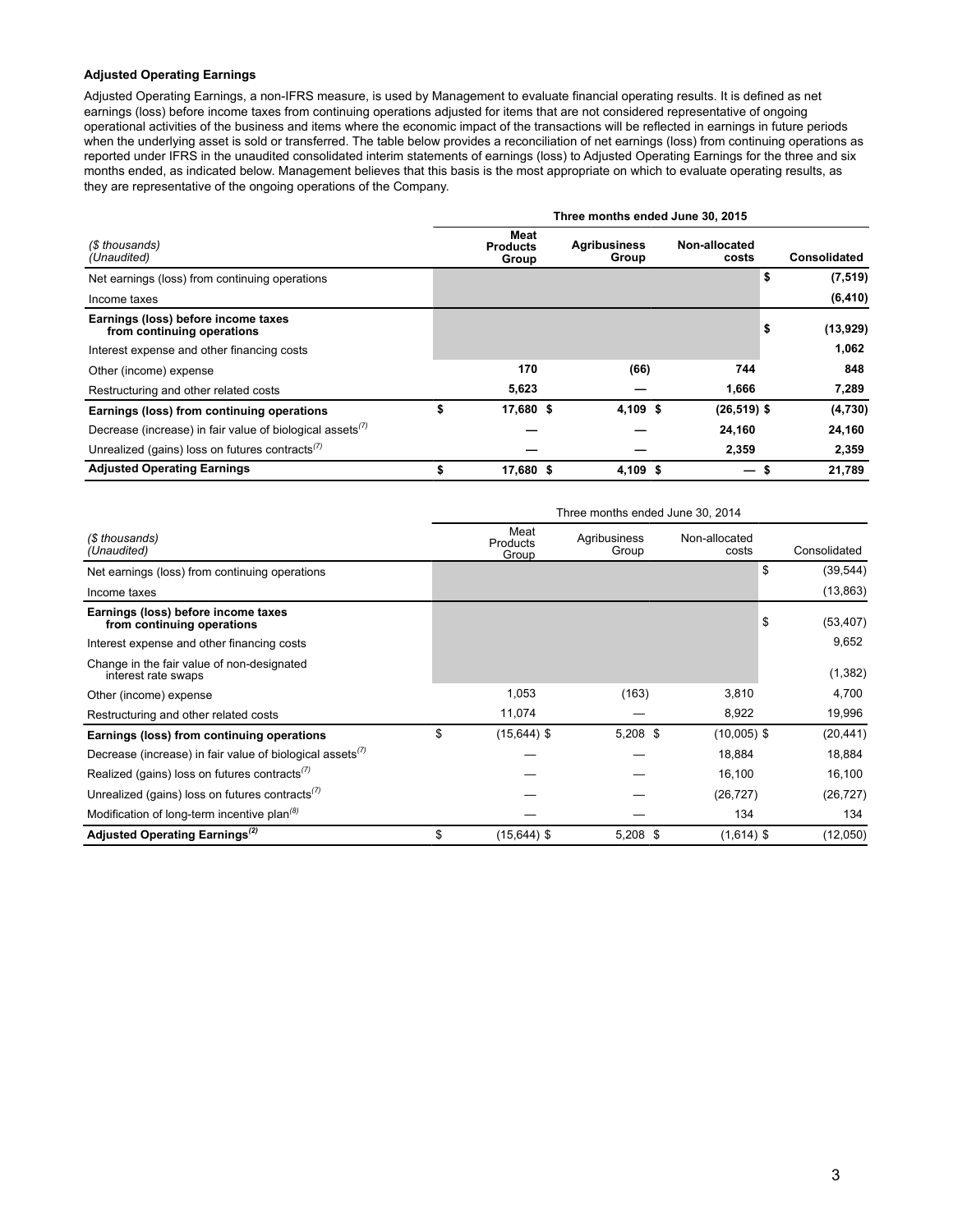**Adjusted Operating Earnings**

Adjusted Operating Earnings, a non-IFRS measure, is used by Management to evaluate financial operating results. It is defined as net earnings (loss) before income taxes from continuing operations adjusted for items that are not considered representative of ongoing operational activities of the business and items where the economic impact of the transactions will be reflected in earnings in future periods when the underlying asset is sold or transferred. The table below provides a reconciliation of net earnings (loss) from continuing operations as reported under IFRS in the unaudited consolidated interim statements of earnings (loss) to Adjusted Operating Earnings for the three and six months ended, as indicated below. Management believes that this basis is the most appropriate on which to evaluate operating results, as they are representative of the ongoing operations of the Company.

| ($ thousands) (Unaudited) | Three months ended June 30, 2015 | | | |
|---|---|---|---|---|
| | **Meat Products Group** | **Agribusiness Group** | **Non-allocated costs** | **Consolidated** |
| Net earnings (loss) from continuing operations | | | | $ (7,519) |
| Income taxes | | | | (6,410) |
| **Earnings (loss) before income taxes from continuing operations** | | | | $ (13,929) |
| Interest expense and other financing costs | | | | 1,062 |
| Other (income) expense | 170 | (66) | 744 | 848 |
| Restructuring and other related costs | 5,623 | — | 1,666 | 7,289 |
| **Earnings (loss) from continuing operations** | $ 17,680 | $ 4,109 | $ (26,519) | $ (4,730) |
| Decrease (increase) in fair value of biological assets[7] | — | — | 24,160 | 24,160 |
| Unrealized (gains) loss on futures contracts[7] | — | — | 2,359 | 2,359 |
| **Adjusted Operating Earnings** | $ 17,680 | $ 4,109 | $ — | $ 21,789 |

| ($ thousands) (Unaudited) | Three months ended June 30, 2014 | | | |
|---|---|---|---|---|
| | Meat Products Group | Agribusiness Group | Non-allocated costs | Consolidated |
| Net earnings (loss) from continuing operations | | | | $ (39,544) |
| Income taxes | | | | (13,863) |
| **Earnings (loss) before income taxes from continuing operations** | | | | $ (53,407) |
| Interest expense and other financing costs | | | | 9,652 |
| Change in the fair value of non-designated interest rate swaps | | | | (1,382) |
| Other (income) expense | 1,053 | (163) | 3,810 | 4,700 |
| Restructuring and other related costs | 11,074 | — | 8,922 | 19,996 |
| **Earnings (loss) from continuing operations** | $ (15,644) | $ 5,208 | $ (10,005) | $ (20,441) |
| Decrease (increase) in fair value of biological assets[7] | — | — | 18,884 | 18,884 |
| Realized (gains) loss on futures contracts[7] | — | — | 16,100 | 16,100 |
| Unrealized (gains) loss on futures contracts[7] | — | — | (26,727) | (26,727) |
| Modification of long-term incentive plan[8] | — | — | 134 | 134 |
| **Adjusted Operating Earnings[2]** | $ (15,644) | $ 5,208 | $ (1,614) | $ (12,050) |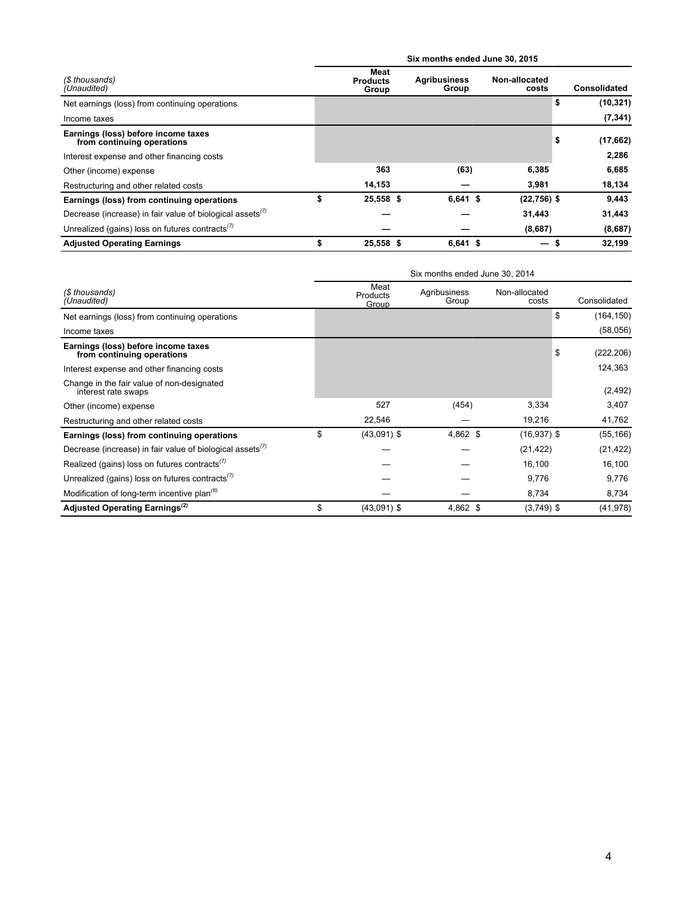| ($ thousands) (Unaudited) | Six months ended June 30, 2015 | | | |
|---|---|---|---|---|
| | **Meat Products Group** | **Agribusiness Group** | **Non-allocated costs** | **Consolidated** |
| Net earnings (loss) from continuing operations | | | | **$ (10,321)** |
| Income taxes | | | | **(7,341)** |
| **Earnings (loss) before income taxes from continuing operations** | | | | **$ (17,662)** |
| Interest expense and other financing costs | | | | **2,286** |
| Other (income) expense | **363** | **(63)** | **6,385** | **6,685** |
| Restructuring and other related costs | **14,153** | **—** | **3,981** | **18,134** |
| **Earnings (loss) from continuing operations** | **$ 25,558** | **$ 6,641** | **$ (22,756)** | **$ 9,443** |
| Decrease (increase) in fair value of biological assets[7] | **—** | **—** | **31,443** | **31,443** |
| Unrealized (gains) loss on futures contracts[7] | **—** | **—** | **(8,687)** | **(8,687)** |
| **Adjusted Operating Earnings** | **$ 25,558** | **$ 6,641** | **$ —** | **$ 32,199** |

| ($ thousands) (Unaudited) | Six months ended June 30, 2014 | | | |
|---|---|---|---|---|
| | Meat Products Group | Agribusiness Group | Non-allocated costs | Consolidated |
| Net earnings (loss) from continuing operations | | | | $ (164,150) |
| Income taxes | | | | (58,056) |
| **Earnings (loss) before income taxes from continuing operations** | | | | $ (222,206) |
| Interest expense and other financing costs | | | | 124,363 |
| Change in the fair value of non-designated interest rate swaps | | | | (2,492) |
| Other (income) expense | 527 | (454) | 3,334 | 3,407 |
| Restructuring and other related costs | 22,546 | — | 19,216 | 41,762 |
| **Earnings (loss) from continuing operations** | $ (43,091) | $ 4,862 | $ (16,937) | $ (55,166) |
| Decrease (increase) in fair value of biological assets[7] | — | — | (21,422) | (21,422) |
| Realized (gains) loss on futures contracts[7] | — | — | 16,100 | 16,100 |
| Unrealized (gains) loss on futures contracts[7] | — | — | 9,776 | 9,776 |
| Modification of long-term incentive plan[8] | — | — | 8,734 | 8,734 |
| **Adjusted Operating Earnings[2]** | $ (43,091) | $ 4,862 | $ (3,749) | $ (41,978) |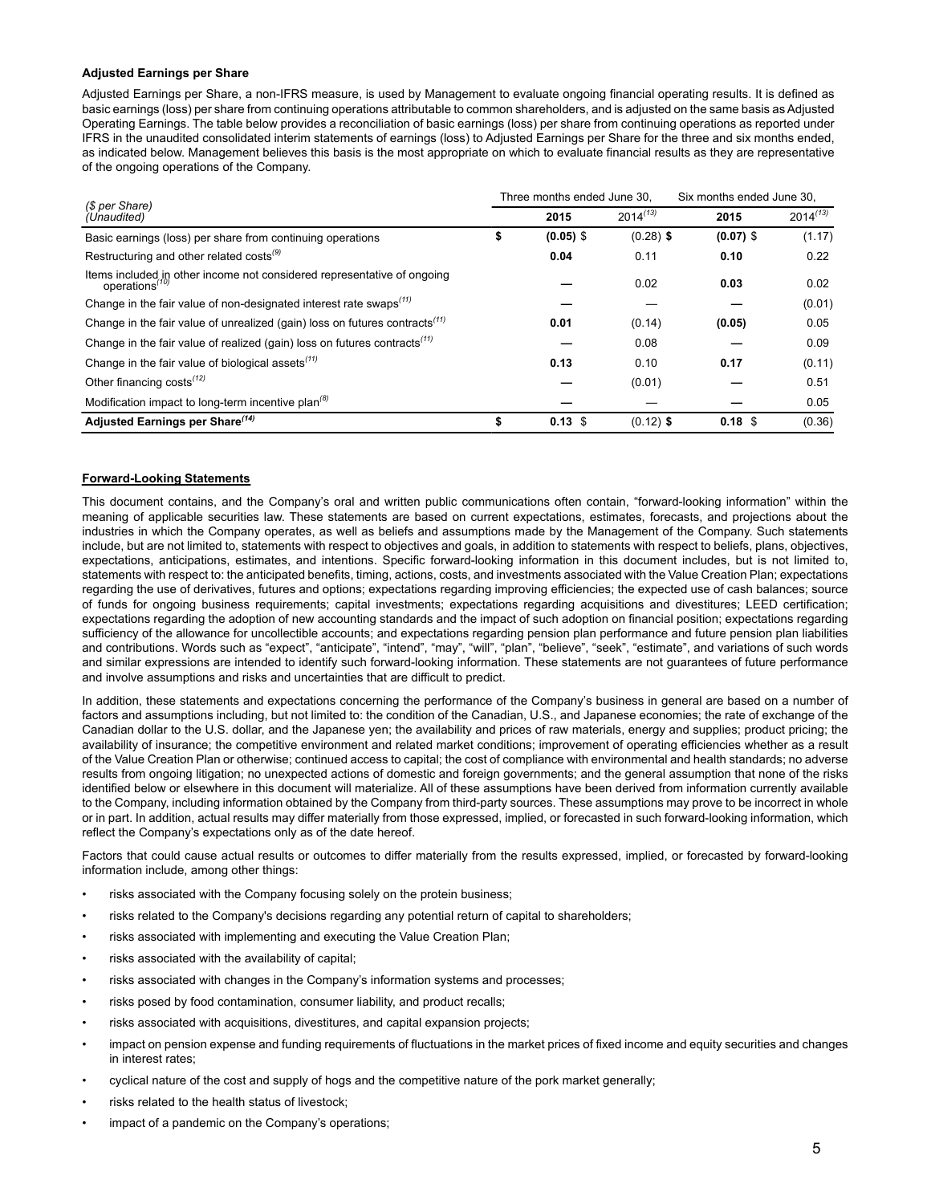**Adjusted Earnings per Share**

Adjusted Earnings per Share, a non-IFRS measure, is used by Management to evaluate ongoing financial operating results. It is defined as basic earnings (loss) per share from continuing operations attributable to common shareholders, and is adjusted on the same basis as Adjusted Operating Earnings. The table below provides a reconciliation of basic earnings (loss) per share from continuing operations as reported under IFRS in the unaudited consolidated interim statements of earnings (loss) to Adjusted Earnings per Share for the three and six months ended, as indicated below. Management believes this basis is the most appropriate on which to evaluate financial results as they are representative of the ongoing operations of the Company.

| ($ per Share) (Unaudited) | Three months ended June 30, | | Six months ended June 30, | |
|---|---|---|---|---|
| | **2015** | 2014[(13)] | **2015** | 2014[(13)] |
| Basic earnings (loss) per share from continuing operations | **$ (0.05)** | $ (0.28) | **$ (0.07)** | $ (1.17) |
| Restructuring and other related costs[(9)] | **0.04** | 0.11 | **0.10** | 0.22 |
| Items included in other income not considered representative of ongoing operations[(10)] | **—** | 0.02 | **0.03** | 0.02 |
| Change in the fair value of non-designated interest rate swaps[(11)] | **—** | — | **—** | (0.01) |
| Change in the fair value of unrealized (gain) loss on futures contracts[(11)] | **0.01** | (0.14) | **(0.05)** | 0.05 |
| Change in the fair value of realized (gain) loss on futures contracts[(11)] | **—** | 0.08 | **—** | 0.09 |
| Change in the fair value of biological assets[(11)] | **0.13** | 0.10 | **0.17** | (0.11) |
| Other financing costs[(12)] | **—** | (0.01) | **—** | 0.51 |
| Modification impact to long-term incentive plan[(8)] | **—** | — | **—** | 0.05 |
| **Adjusted Earnings per Share[(14)]** | **$ 0.13** | $ (0.12) | **$ 0.18** | $ (0.36) |

**Forward-Looking Statements**

This document contains, and the Company's oral and written public communications often contain, "forward-looking information" within the meaning of applicable securities law. These statements are based on current expectations, estimates, forecasts, and projections about the industries in which the Company operates, as well as beliefs and assumptions made by the Management of the Company. Such statements include, but are not limited to, statements with respect to objectives and goals, in addition to statements with respect to beliefs, plans, objectives, expectations, anticipations, estimates, and intentions. Specific forward-looking information in this document includes, but is not limited to, statements with respect to: the anticipated benefits, timing, actions, costs, and investments associated with the Value Creation Plan; expectations regarding the use of derivatives, futures and options; expectations regarding improving efficiencies; the expected use of cash balances; source of funds for ongoing business requirements; capital investments; expectations regarding acquisitions and divestitures; LEED certification; expectations regarding the adoption of new accounting standards and the impact of such adoption on financial position; expectations regarding sufficiency of the allowance for uncollectible accounts; and expectations regarding pension plan performance and future pension plan liabilities and contributions. Words such as "expect", "anticipate", "intend", "may", "will", "plan", "believe", "seek", "estimate", and variations of such words and similar expressions are intended to identify such forward-looking information. These statements are not guarantees of future performance and involve assumptions and risks and uncertainties that are difficult to predict.

In addition, these statements and expectations concerning the performance of the Company's business in general are based on a number of factors and assumptions including, but not limited to: the condition of the Canadian, U.S., and Japanese economies; the rate of exchange of the Canadian dollar to the U.S. dollar, and the Japanese yen; the availability and prices of raw materials, energy and supplies; product pricing; the availability of insurance; the competitive environment and related market conditions; improvement of operating efficiencies whether as a result of the Value Creation Plan or otherwise; continued access to capital; the cost of compliance with environmental and health standards; no adverse results from ongoing litigation; no unexpected actions of domestic and foreign governments; and the general assumption that none of the risks identified below or elsewhere in this document will materialize. All of these assumptions have been derived from information currently available to the Company, including information obtained by the Company from third-party sources. These assumptions may prove to be incorrect in whole or in part. In addition, actual results may differ materially from those expressed, implied, or forecasted in such forward-looking information, which reflect the Company's expectations only as of the date hereof.

Factors that could cause actual results or outcomes to differ materially from the results expressed, implied, or forecasted by forward-looking information include, among other things:

- risks associated with the Company focusing solely on the protein business;
- risks related to the Company's decisions regarding any potential return of capital to shareholders;
- risks associated with implementing and executing the Value Creation Plan;
- risks associated with the availability of capital;
- risks associated with changes in the Company's information systems and processes;
- risks posed by food contamination, consumer liability, and product recalls;
- risks associated with acquisitions, divestitures, and capital expansion projects;
- impact on pension expense and funding requirements of fluctuations in the market prices of fixed income and equity securities and changes in interest rates;
- cyclical nature of the cost and supply of hogs and the competitive nature of the pork market generally;
- risks related to the health status of livestock;
- impact of a pandemic on the Company's operations;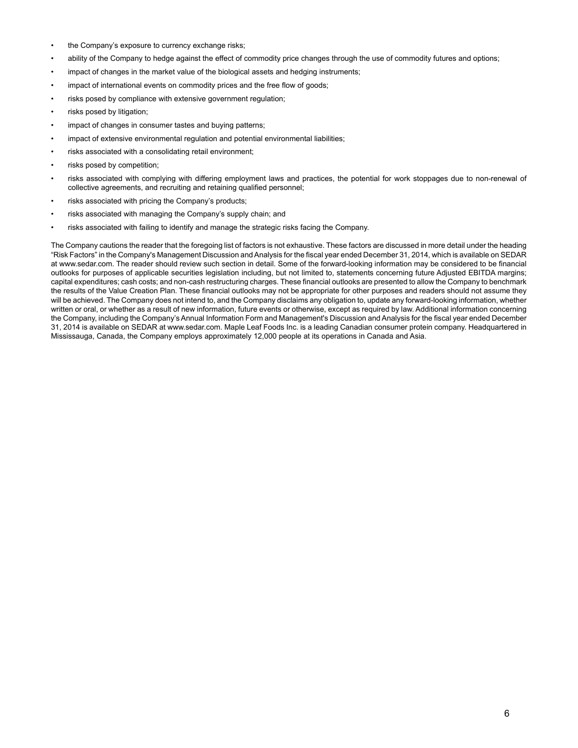- the Company's exposure to currency exchange risks;
- ability of the Company to hedge against the effect of commodity price changes through the use of commodity futures and options;
- impact of changes in the market value of the biological assets and hedging instruments;
- impact of international events on commodity prices and the free flow of goods;
- risks posed by compliance with extensive government regulation;
- risks posed by litigation;
- impact of changes in consumer tastes and buying patterns;
- impact of extensive environmental regulation and potential environmental liabilities;
- risks associated with a consolidating retail environment;
- risks posed by competition;
- risks associated with complying with differing employment laws and practices, the potential for work stoppages due to non-renewal of collective agreements, and recruiting and retaining qualified personnel;
- risks associated with pricing the Company's products;
- risks associated with managing the Company's supply chain; and
- risks associated with failing to identify and manage the strategic risks facing the Company.

The Company cautions the reader that the foregoing list of factors is not exhaustive. These factors are discussed in more detail under the heading "Risk Factors" in the Company's Management Discussion and Analysis for the fiscal year ended December 31, 2014, which is available on SEDAR at www.sedar.com. The reader should review such section in detail. Some of the forward-looking information may be considered to be financial outlooks for purposes of applicable securities legislation including, but not limited to, statements concerning future Adjusted EBITDA margins; capital expenditures; cash costs; and non-cash restructuring charges. These financial outlooks are presented to allow the Company to benchmark the results of the Value Creation Plan. These financial outlooks may not be appropriate for other purposes and readers should not assume they will be achieved. The Company does not intend to, and the Company disclaims any obligation to, update any forward-looking information, whether written or oral, or whether as a result of new information, future events or otherwise, except as required by law. Additional information concerning the Company, including the Company's Annual Information Form and Management's Discussion and Analysis for the fiscal year ended December 31, 2014 is available on SEDAR at www.sedar.com. Maple Leaf Foods Inc. is a leading Canadian consumer protein company. Headquartered in Mississauga, Canada, the Company employs approximately 12,000 people at its operations in Canada and Asia.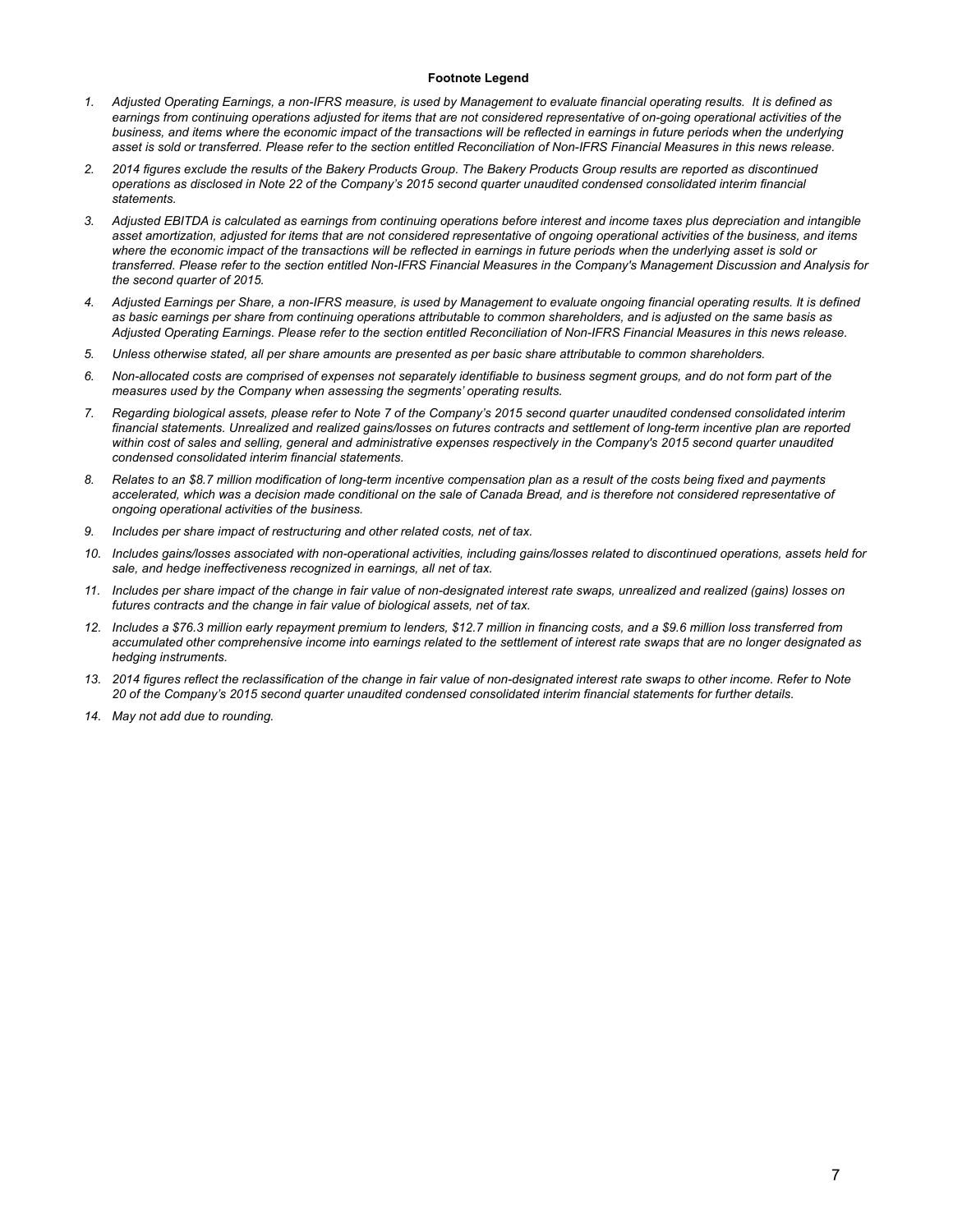**Footnote Legend**

1. *Adjusted Operating Earnings, a non-IFRS measure, is used by Management to evaluate financial operating results. It is defined as earnings from continuing operations adjusted for items that are not considered representative of on-going operational activities of the business, and items where the economic impact of the transactions will be reflected in earnings in future periods when the underlying asset is sold or transferred. Please refer to the section entitled Reconciliation of Non-IFRS Financial Measures in this news release.*
2. *2014 figures exclude the results of the Bakery Products Group. The Bakery Products Group results are reported as discontinued operations as disclosed in Note 22 of the Company's 2015 second quarter unaudited condensed consolidated interim financial statements.*
3. *Adjusted EBITDA is calculated as earnings from continuing operations before interest and income taxes plus depreciation and intangible asset amortization, adjusted for items that are not considered representative of ongoing operational activities of the business, and items where the economic impact of the transactions will be reflected in earnings in future periods when the underlying asset is sold or transferred. Please refer to the section entitled Non-IFRS Financial Measures in the Company's Management Discussion and Analysis for the second quarter of 2015.*
4. *Adjusted Earnings per Share, a non-IFRS measure, is used by Management to evaluate ongoing financial operating results. It is defined as basic earnings per share from continuing operations attributable to common shareholders, and is adjusted on the same basis as Adjusted Operating Earnings. Please refer to the section entitled Reconciliation of Non-IFRS Financial Measures in this news release.*
5. *Unless otherwise stated, all per share amounts are presented as per basic share attributable to common shareholders.*
6. *Non-allocated costs are comprised of expenses not separately identifiable to business segment groups, and do not form part of the measures used by the Company when assessing the segments' operating results.*
7. *Regarding biological assets, please refer to Note 7 of the Company's 2015 second quarter unaudited condensed consolidated interim financial statements. Unrealized and realized gains/losses on futures contracts and settlement of long-term incentive plan are reported within cost of sales and selling, general and administrative expenses respectively in the Company's 2015 second quarter unaudited condensed consolidated interim financial statements.*
8. *Relates to an $8.7 million modification of long-term incentive compensation plan as a result of the costs being fixed and payments accelerated, which was a decision made conditional on the sale of Canada Bread, and is therefore not considered representative of ongoing operational activities of the business.*
9. *Includes per share impact of restructuring and other related costs, net of tax.*
10. *Includes gains/losses associated with non-operational activities, including gains/losses related to discontinued operations, assets held for sale, and hedge ineffectiveness recognized in earnings, all net of tax.*
11. *Includes per share impact of the change in fair value of non-designated interest rate swaps, unrealized and realized (gains) losses on futures contracts and the change in fair value of biological assets, net of tax.*
12. *Includes a $76.3 million early repayment premium to lenders, $12.7 million in financing costs, and a $9.6 million loss transferred from accumulated other comprehensive income into earnings related to the settlement of interest rate swaps that are no longer designated as hedging instruments.*
13. *2014 figures reflect the reclassification of the change in fair value of non-designated interest rate swaps to other income. Refer to Note 20 of the Company's 2015 second quarter unaudited condensed consolidated interim financial statements for further details.*
14. *May not add due to rounding.*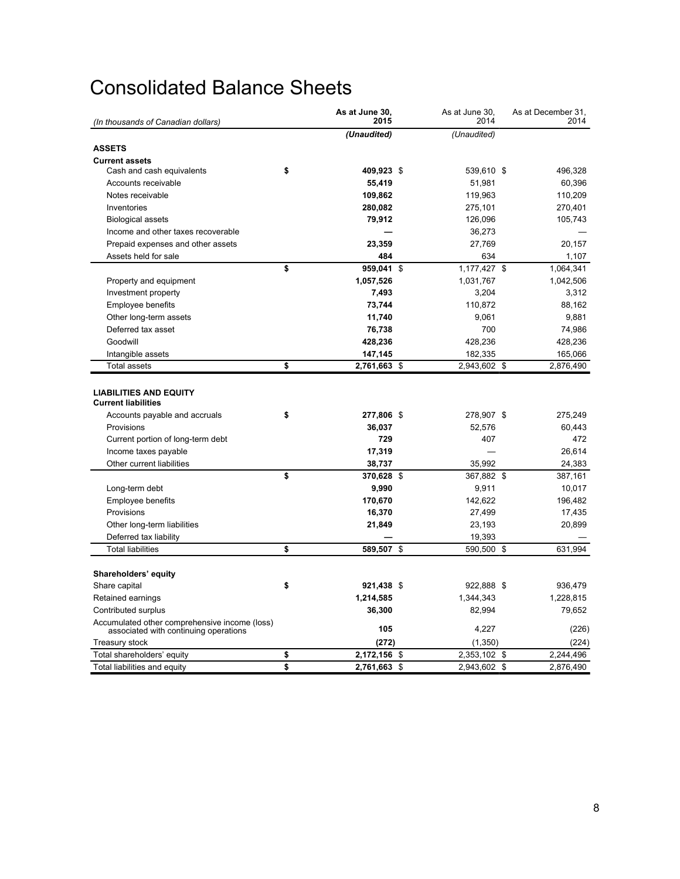# Consolidated Balance Sheets

| *(In thousands of Canadian dollars)* | **As at June 30, 2015** | As at June 30, 2014 | As at December 31, 2014 |
|---|---|---|---|
| | ***(Unaudited)*** | *(Unaudited)* | |
| **ASSETS** | | | |
| **Current assets** | | | |
| Cash and cash equivalents | **$ 409,923** | $ 539,610 | $ 496,328 |
| Accounts receivable | **55,419** | 51,981 | 60,396 |
| Notes receivable | **109,862** | 119,963 | 110,209 |
| Inventories | **280,082** | 275,101 | 270,401 |
| Biological assets | **79,912** | 126,096 | 105,743 |
| Income and other taxes recoverable | **—** | 36,273 | — |
| Prepaid expenses and other assets | **23,359** | 27,769 | 20,157 |
| Assets held for sale | **484** | 634 | 1,107 |
| | **$ 959,041** | $ 1,177,427 | $ 1,064,341 |
| Property and equipment | **1,057,526** | 1,031,767 | 1,042,506 |
| Investment property | **7,493** | 3,204 | 3,312 |
| Employee benefits | **73,744** | 110,872 | 88,162 |
| Other long-term assets | **11,740** | 9,061 | 9,881 |
| Deferred tax asset | **76,738** | 700 | 74,986 |
| Goodwill | **428,236** | 428,236 | 428,236 |
| Intangible assets | **147,145** | 182,335 | 165,066 |
| Total assets | **$ 2,761,663** | $ 2,943,602 | $ 2,876,490 |
| **LIABILITIES AND EQUITY** | | | |
| **Current liabilities** | | | |
| Accounts payable and accruals | **$ 277,806** | $ 278,907 | $ 275,249 |
| Provisions | **36,037** | 52,576 | 60,443 |
| Current portion of long-term debt | **729** | 407 | 472 |
| Income taxes payable | **17,319** | — | 26,614 |
| Other current liabilities | **38,737** | 35,992 | 24,383 |
| | **$ 370,628** | $ 367,882 | $ 387,161 |
| Long-term debt | **9,990** | 9,911 | 10,017 |
| Employee benefits | **170,670** | 142,622 | 196,482 |
| Provisions | **16,370** | 27,499 | 17,435 |
| Other long-term liabilities | **21,849** | 23,193 | 20,899 |
| Deferred tax liability | **—** | 19,393 | — |
| Total liabilities | **$ 589,507** | $ 590,500 | $ 631,994 |
| **Shareholders' equity** | | | |
| Share capital | **$ 921,438** | $ 922,888 | $ 936,479 |
| Retained earnings | **1,214,585** | 1,344,343 | 1,228,815 |
| Contributed surplus | **36,300** | 82,994 | 79,652 |
| Accumulated other comprehensive income (loss) associated with continuing operations | **105** | 4,227 | (226) |
| Treasury stock | **(272)** | (1,350) | (224) |
| Total shareholders' equity | **$ 2,172,156** | $ 2,353,102 | $ 2,244,496 |
| Total liabilities and equity | **$ 2,761,663** | $ 2,943,602 | $ 2,876,490 |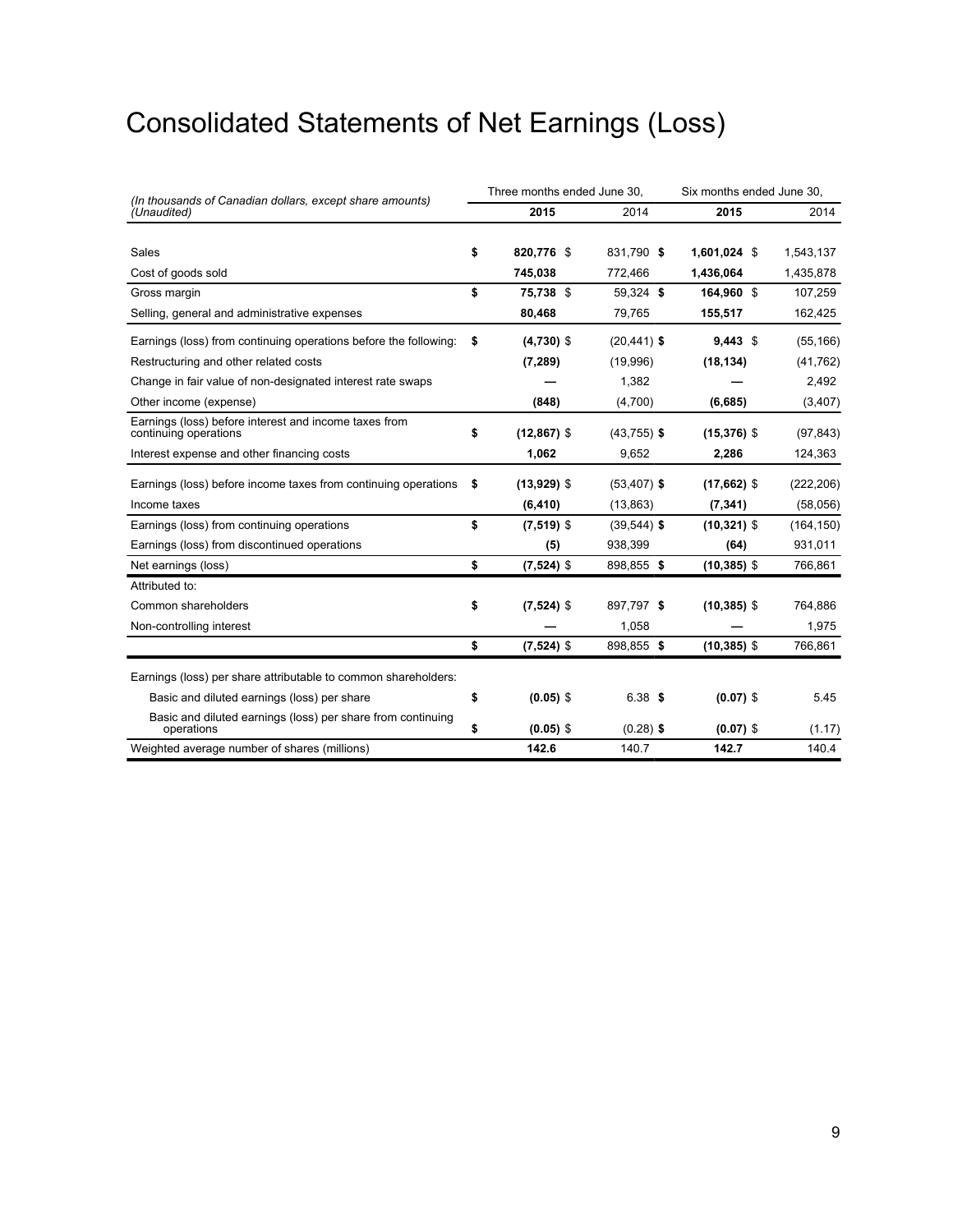# Consolidated Statements of Net Earnings (Loss)

| *(In thousands of Canadian dollars, except share amounts) (Unaudited)* | Three months ended June 30, | | Six months ended June 30, | |
|---|---|---|---|---|
| | **2015** | 2014 | **2015** | 2014 |
| Sales | **$ 820,776** | $ 831,790 | **$ 1,601,024** | $ 1,543,137 |
| Cost of goods sold | **745,038** | 772,466 | **1,436,064** | 1,435,878 |
| Gross margin | **$ 75,738** | $ 59,324 | **$ 164,960** | $ 107,259 |
| Selling, general and administrative expenses | **80,468** | 79,765 | **155,517** | 162,425 |
| Earnings (loss) from continuing operations before the following: | **$ (4,730)** | $ (20,441) | **$ 9,443** | $ (55,166) |
| Restructuring and other related costs | **(7,289)** | (19,996) | **(18,134)** | (41,762) |
| Change in fair value of non-designated interest rate swaps | **—** | 1,382 | **—** | 2,492 |
| Other income (expense) | **(848)** | (4,700) | **(6,685)** | (3,407) |
| Earnings (loss) before interest and income taxes from continuing operations | **$ (12,867)** | $ (43,755) | **$ (15,376)** | $ (97,843) |
| Interest expense and other financing costs | **1,062** | 9,652 | **2,286** | 124,363 |
| Earnings (loss) before income taxes from continuing operations | **$ (13,929)** | $ (53,407) | **$ (17,662)** | $ (222,206) |
| Income taxes | **(6,410)** | (13,863) | **(7,341)** | (58,056) |
| Earnings (loss) from continuing operations | **$ (7,519)** | $ (39,544) | **$ (10,321)** | $ (164,150) |
| Earnings (loss) from discontinued operations | **(5)** | 938,399 | **(64)** | 931,011 |
| Net earnings (loss) | **$ (7,524)** | $ 898,855 | **$ (10,385)** | $ 766,861 |
| Attributed to: | | | | |
| Common shareholders | **$ (7,524)** | $ 897,797 | **$ (10,385)** | $ 764,886 |
| Non-controlling interest | **—** | 1,058 | **—** | 1,975 |
| | **$ (7,524)** | $ 898,855 | **$ (10,385)** | $ 766,861 |
| Earnings (loss) per share attributable to common shareholders: | | | | |
| Basic and diluted earnings (loss) per share | **$ (0.05)** | $ 6.38 | **$ (0.07)** | $ 5.45 |
| Basic and diluted earnings (loss) per share from continuing operations | **$ (0.05)** | $ (0.28) | **$ (0.07)** | $ (1.17) |
| Weighted average number of shares (millions) | **142.6** | 140.7 | **142.7** | 140.4 |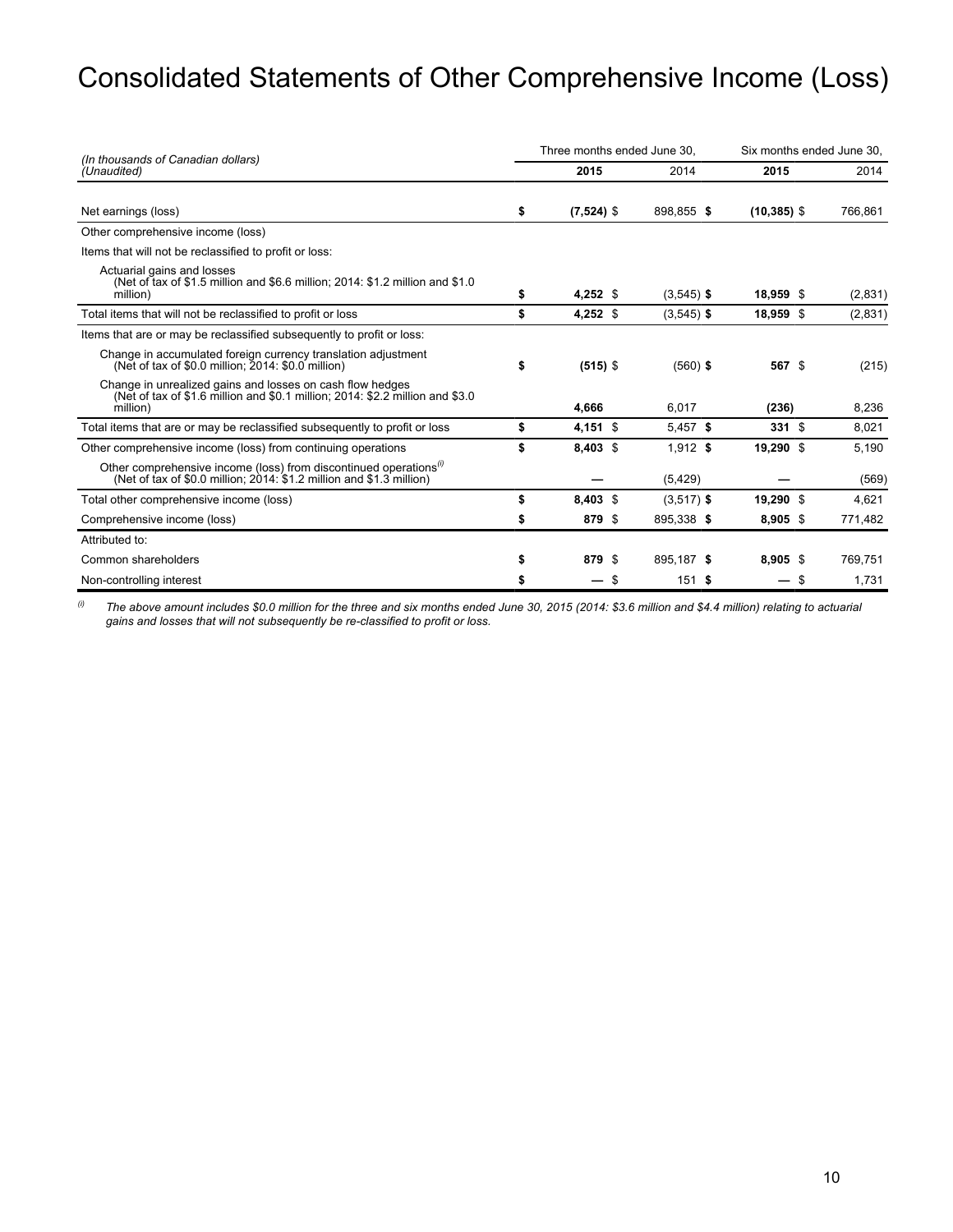# Consolidated Statements of Other Comprehensive Income (Loss)

| *(In thousands of Canadian dollars)* *(Unaudited)* | Three months ended June 30, | | Six months ended June 30, | |
|---|---|---|---|---|
| | **2015** | 2014 | **2015** | 2014 |
| Net earnings (loss) | **$ (7,524)** | $ 898,855 | **$ (10,385)** | $ 766,861 |
| Other comprehensive income (loss) | | | | |
| Items that will not be reclassified to profit or loss: | | | | |
| Actuarial gains and losses (Net of tax of $1.5 million and $6.6 million; 2014: $1.2 million and $1.0 million) | **$ 4,252** | $ (3,545) | **$ 18,959** | $ (2,831) |
| Total items that will not be reclassified to profit or loss | **$ 4,252** | $ (3,545) | **$ 18,959** | $ (2,831) |
| Items that are or may be reclassified subsequently to profit or loss: | | | | |
| Change in accumulated foreign currency translation adjustment (Net of tax of $0.0 million; 2014: $0.0 million) | **$ (515)** | $ (560) | **$ 567** | $ (215) |
| Change in unrealized gains and losses on cash flow hedges (Net of tax of $1.6 million and $0.1 million; 2014: $2.2 million and $3.0 million) | **4,666** | 6,017 | **(236)** | 8,236 |
| Total items that are or may be reclassified subsequently to profit or loss | **$ 4,151** | $ 5,457 | **$ 331** | $ 8,021 |
| Other comprehensive income (loss) from continuing operations | **$ 8,403** | $ 1,912 | **$ 19,290** | $ 5,190 |
| Other comprehensive income (loss) from discontinued operations[(i)] (Net of tax of $0.0 million; 2014: $1.2 million and $1.3 million) | **—** | (5,429) | **—** | (569) |
| Total other comprehensive income (loss) | **$ 8,403** | $ (3,517) | **$ 19,290** | $ 4,621 |
| Comprehensive income (loss) | **$ 879** | $ 895,338 | **$ 8,905** | $ 771,482 |
| Attributed to: | | | | |
| Common shareholders | **$ 879** | $ 895,187 | **$ 8,905** | $ 769,751 |
| Non-controlling interest | **$ —** | $ 151 | **$ —** | $ 1,731 |

[(i)] *The above amount includes $0.0 million for the three and six months ended June 30, 2015 (2014: $3.6 million and $4.4 million) relating to actuarial gains and losses that will not subsequently be re-classified to profit or loss.*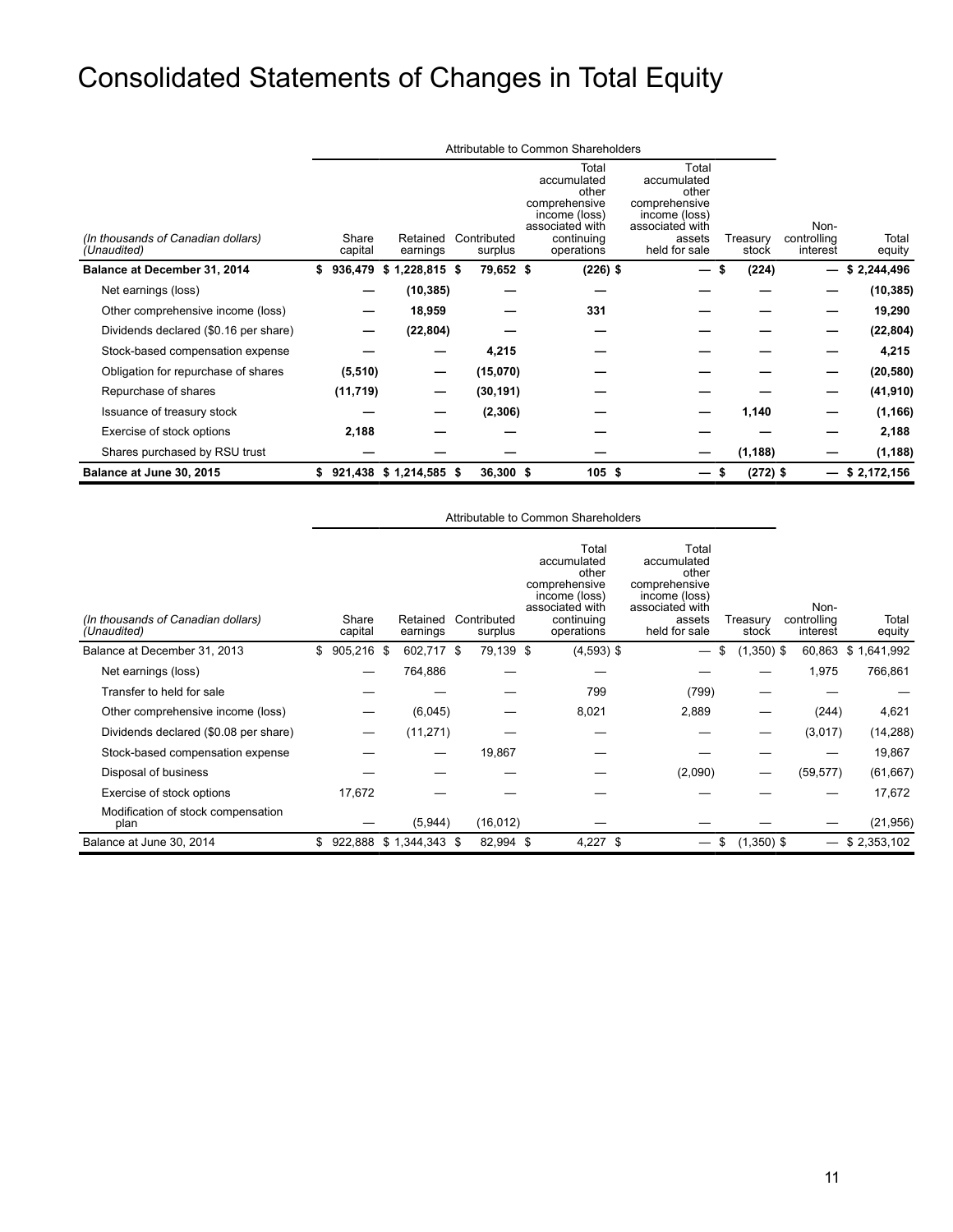# Consolidated Statements of Changes in Total Equity

| *(In thousands of Canadian dollars)* *(Unaudited)* | Attributable to Common Shareholders | | | | | | Non-controlling interest | Total equity |
|---|---|---|---|---|---|---|---|---|
| | Share capital | Retained earnings | Contributed surplus | Total accumulated other comprehensive income (loss) associated with continuing operations | Total accumulated other comprehensive income (loss) associated with assets held for sale | Treasury stock | | |
| **Balance at December 31, 2014** | **$ 936,479** | **$ 1,228,815** | **$ 79,652** | **$ (226)** | **$ —** | **$ (224)** | **—** | **$ 2,244,496** |
| Net earnings (loss) | **—** | **(10,385)** | **—** | **—** | **—** | **—** | **—** | **(10,385)** |
| Other comprehensive income (loss) | **—** | **18,959** | **—** | **331** | **—** | **—** | **—** | **19,290** |
| Dividends declared ($0.16 per share) | **—** | **(22,804)** | **—** | **—** | **—** | **—** | **—** | **(22,804)** |
| Stock-based compensation expense | **—** | **—** | **4,215** | **—** | **—** | **—** | **—** | **4,215** |
| Obligation for repurchase of shares | **(5,510)** | **—** | **(15,070)** | **—** | **—** | **—** | **—** | **(20,580)** |
| Repurchase of shares | **(11,719)** | **—** | **(30,191)** | **—** | **—** | **—** | **—** | **(41,910)** |
| Issuance of treasury stock | **—** | **—** | **(2,306)** | **—** | **—** | **1,140** | **—** | **(1,166)** |
| Exercise of stock options | **2,188** | **—** | **—** | **—** | **—** | **—** | **—** | **2,188** |
| Shares purchased by RSU trust | **—** | **—** | **—** | **—** | **—** | **(1,188)** | **—** | **(1,188)** |
| **Balance at June 30, 2015** | **$ 921,438** | **$ 1,214,585** | **$ 36,300** | **$ 105** | **$ —** | **$ (272)** | **$ —** | **$ 2,172,156** |

| *(In thousands of Canadian dollars)* *(Unaudited)* | Attributable to Common Shareholders | | | | | | Non-controlling interest | Total equity |
|---|---|---|---|---|---|---|---|---|
| | Share capital | Retained earnings | Contributed surplus | Total accumulated other comprehensive income (loss) associated with continuing operations | Total accumulated other comprehensive income (loss) associated with assets held for sale | Treasury stock | | |
| Balance at December 31, 2013 | $ 905,216 | $ 602,717 | $ 79,139 | $ (4,593) | $ — | $ (1,350) | $ 60,863 | $ 1,641,992 |
| Net earnings (loss) | — | 764,886 | — | — | — | — | 1,975 | 766,861 |
| Transfer to held for sale | — | — | — | 799 | (799) | — | — | — |
| Other comprehensive income (loss) | — | (6,045) | — | 8,021 | 2,889 | — | (244) | 4,621 |
| Dividends declared ($0.08 per share) | — | (11,271) | — | — | — | — | (3,017) | (14,288) |
| Stock-based compensation expense | — | — | 19,867 | — | — | — | — | 19,867 |
| Disposal of business | — | — | — | — | (2,090) | — | (59,577) | (61,667) |
| Exercise of stock options | 17,672 | — | — | — | — | — | — | 17,672 |
| Modification of stock compensation plan | — | (5,944) | (16,012) | — | — | — | — | (21,956) |
| Balance at June 30, 2014 | $ 922,888 | $ 1,344,343 | $ 82,994 | $ 4,227 | $ — | $ (1,350) | $ — | $ 2,353,102 |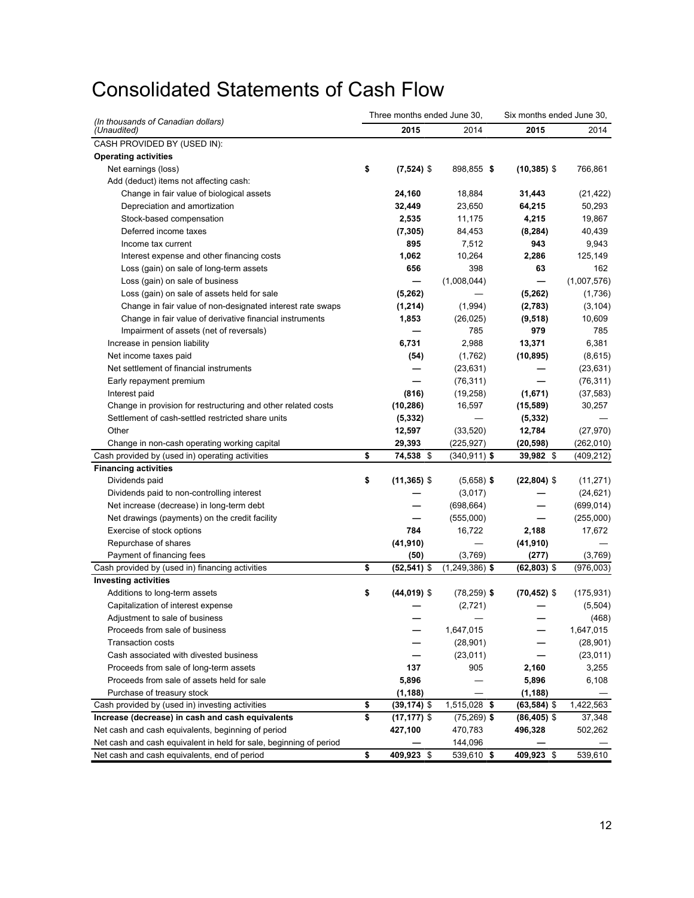# Consolidated Statements of Cash Flow

| (In thousands of Canadian dollars) (Unaudited) | Three months ended June 30, | | Six months ended June 30, | |
|---|---|---|---|---|
| | **2015** | 2014 | **2015** | 2014 |
| CASH PROVIDED BY (USED IN): | | | | |
| **Operating activities** | | | | |
| Net earnings (loss) | **$ (7,524)** | $ 898,855 | **$ (10,385)** | $ 766,861 |
| Add (deduct) items not affecting cash: | | | | |
| Change in fair value of biological assets | **24,160** | 18,884 | **31,443** | (21,422) |
| Depreciation and amortization | **32,449** | 23,650 | **64,215** | 50,293 |
| Stock-based compensation | **2,535** | 11,175 | **4,215** | 19,867 |
| Deferred income taxes | **(7,305)** | 84,453 | **(8,284)** | 40,439 |
| Income tax current | **895** | 7,512 | **943** | 9,943 |
| Interest expense and other financing costs | **1,062** | 10,264 | **2,286** | 125,149 |
| Loss (gain) on sale of long-term assets | **656** | 398 | **63** | 162 |
| Loss (gain) on sale of business | **—** | (1,008,044) | **—** | (1,007,576) |
| Loss (gain) on sale of assets held for sale | **(5,262)** | — | **(5,262)** | (1,736) |
| Change in fair value of non-designated interest rate swaps | **(1,214)** | (1,994) | **(2,783)** | (3,104) |
| Change in fair value of derivative financial instruments | **1,853** | (26,025) | **(9,518)** | 10,609 |
| Impairment of assets (net of reversals) | **—** | 785 | **979** | 785 |
| Increase in pension liability | **6,731** | 2,988 | **13,371** | 6,381 |
| Net income taxes paid | **(54)** | (1,762) | **(10,895)** | (8,615) |
| Net settlement of financial instruments | **—** | (23,631) | **—** | (23,631) |
| Early repayment premium | **—** | (76,311) | **—** | (76,311) |
| Interest paid | **(816)** | (19,258) | **(1,671)** | (37,583) |
| Change in provision for restructuring and other related costs | **(10,286)** | 16,597 | **(15,589)** | 30,257 |
| Settlement of cash-settled restricted share units | **(5,332)** | — | **(5,332)** | — |
| Other | **12,597** | (33,520) | **12,784** | (27,970) |
| Change in non-cash operating working capital | **29,393** | (225,927) | **(20,598)** | (262,010) |
| Cash provided by (used in) operating activities | **$ 74,538** | $ (340,911) | **$ 39,982** | $ (409,212) |
| **Financing activities** | | | | |
| Dividends paid | **$ (11,365)** | $ (5,658) | **$ (22,804)** | $ (11,271) |
| Dividends paid to non-controlling interest | **—** | (3,017) | **—** | (24,621) |
| Net increase (decrease) in long-term debt | **—** | (698,664) | **—** | (699,014) |
| Net drawings (payments) on the credit facility | **—** | (555,000) | **—** | (255,000) |
| Exercise of stock options | **784** | 16,722 | **2,188** | 17,672 |
| Repurchase of shares | **(41,910)** | — | **(41,910)** | — |
| Payment of financing fees | **(50)** | (3,769) | **(277)** | (3,769) |
| Cash provided by (used in) financing activities | **$ (52,541)** | $ (1,249,386) | **$ (62,803)** | $ (976,003) |
| **Investing activities** | | | | |
| Additions to long-term assets | **$ (44,019)** | $ (78,259) | **$ (70,452)** | $ (175,931) |
| Capitalization of interest expense | **—** | (2,721) | **—** | (5,504) |
| Adjustment to sale of business | **—** | — | **—** | (468) |
| Proceeds from sale of business | **—** | 1,647,015 | **—** | 1,647,015 |
| Transaction costs | **—** | (28,901) | **—** | (28,901) |
| Cash associated with divested business | **—** | (23,011) | **—** | (23,011) |
| Proceeds from sale of long-term assets | **137** | 905 | **2,160** | 3,255 |
| Proceeds from sale of assets held for sale | **5,896** | — | **5,896** | 6,108 |
| Purchase of treasury stock | **(1,188)** | — | **(1,188)** | — |
| Cash provided by (used in) investing activities | **$ (39,174)** | $ 1,515,028 | **$ (63,584)** | $ 1,422,563 |
| **Increase (decrease) in cash and cash equivalents** | **$ (17,177)** | $ (75,269) | **$ (86,405)** | $ 37,348 |
| Net cash and cash equivalents, beginning of period | **427,100** | 470,783 | **496,328** | 502,262 |
| Net cash and cash equivalent in held for sale, beginning of period | **—** | 144,096 | **—** | — |
| Net cash and cash equivalents, end of period | **$ 409,923** | $ 539,610 | **$ 409,923** | $ 539,610 |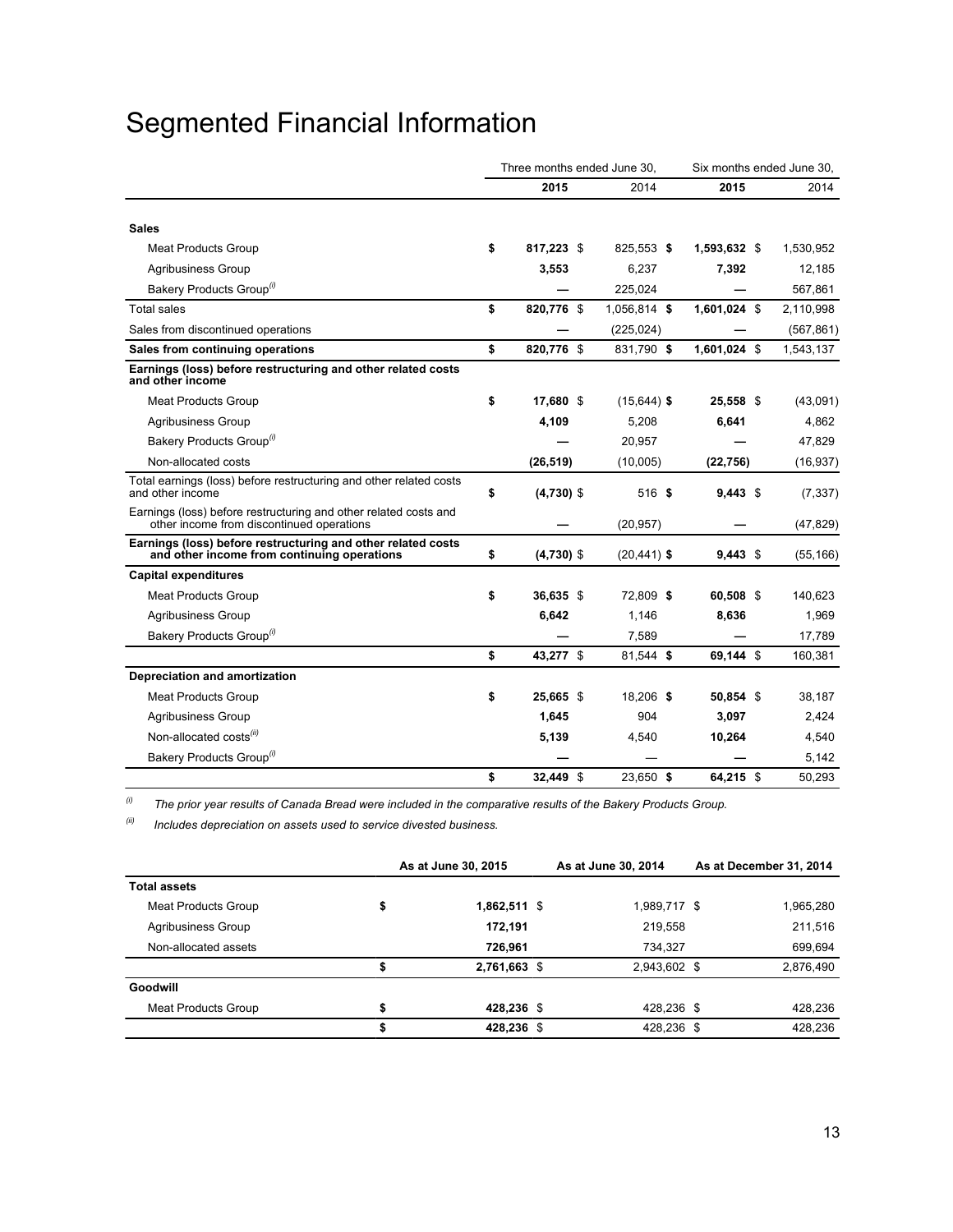# Segmented Financial Information

| | Three months ended June 30, | | Six months ended June 30, | |
|---|---|---|---|---|
| | **2015** | 2014 | **2015** | 2014 |
| **Sales** | | | | |
| Meat Products Group | **$ 817,223** | $ 825,553 | **$ 1,593,632** | $ 1,530,952 |
| Agribusiness Group | **3,553** | 6,237 | **7,392** | 12,185 |
| Bakery Products Group[(i)] | **—** | 225,024 | **—** | 567,861 |
| Total sales | **$ 820,776** | $ 1,056,814 | **$ 1,601,024** | $ 2,110,998 |
| Sales from discontinued operations | **—** | (225,024) | **—** | (567,861) |
| **Sales from continuing operations** | **$ 820,776** | $ 831,790 | **$ 1,601,024** | $ 1,543,137 |
| **Earnings (loss) before restructuring and other related costs and other income** | | | | |
| Meat Products Group | **$ 17,680** | $ (15,644) | **$ 25,558** | $ (43,091) |
| Agribusiness Group | **4,109** | 5,208 | **6,641** | 4,862 |
| Bakery Products Group[(i)] | **—** | 20,957 | **—** | 47,829 |
| Non-allocated costs | **(26,519)** | (10,005) | **(22,756)** | (16,937) |
| Total earnings (loss) before restructuring and other related costs and other income | **$ (4,730)** | $ 516 | **$ 9,443** | $ (7,337) |
| Earnings (loss) before restructuring and other related costs and other income from discontinued operations | **—** | (20,957) | **—** | (47,829) |
| **Earnings (loss) before restructuring and other related costs and other income from continuing operations** | **$ (4,730)** | $ (20,441) | **$ 9,443** | $ (55,166) |
| **Capital expenditures** | | | | |
| Meat Products Group | **$ 36,635** | $ 72,809 | **$ 60,508** | $ 140,623 |
| Agribusiness Group | **6,642** | 1,146 | **8,636** | 1,969 |
| Bakery Products Group[(i)] | **—** | 7,589 | **—** | 17,789 |
| | **$ 43,277** | $ 81,544 | **$ 69,144** | $ 160,381 |
| **Depreciation and amortization** | | | | |
| Meat Products Group | **$ 25,665** | $ 18,206 | **$ 50,854** | $ 38,187 |
| Agribusiness Group | **1,645** | 904 | **3,097** | 2,424 |
| Non-allocated costs[(ii)] | **5,139** | 4,540 | **10,264** | 4,540 |
| Bakery Products Group[(i)] | **—** | — | **—** | 5,142 |
| | **$ 32,449** | $ 23,650 | **$ 64,215** | $ 50,293 |

[(i)] *The prior year results of Canada Bread were included in the comparative results of the Bakery Products Group.*

[(ii)] *Includes depreciation on assets used to service divested business.*

| | **As at June 30, 2015** | **As at June 30, 2014** | **As at December 31, 2014** |
|---|---|---|---|
| **Total assets** | | | |
| Meat Products Group | **$ 1,862,511** | $ 1,989,717 | $ 1,965,280 |
| Agribusiness Group | **172,191** | 219,558 | 211,516 |
| Non-allocated assets | **726,961** | 734,327 | 699,694 |
| | **$ 2,761,663** | $ 2,943,602 | $ 2,876,490 |
| **Goodwill** | | | |
| Meat Products Group | **$ 428,236** | $ 428,236 | $ 428,236 |
| | **$ 428,236** | $ 428,236 | $ 428,236 |